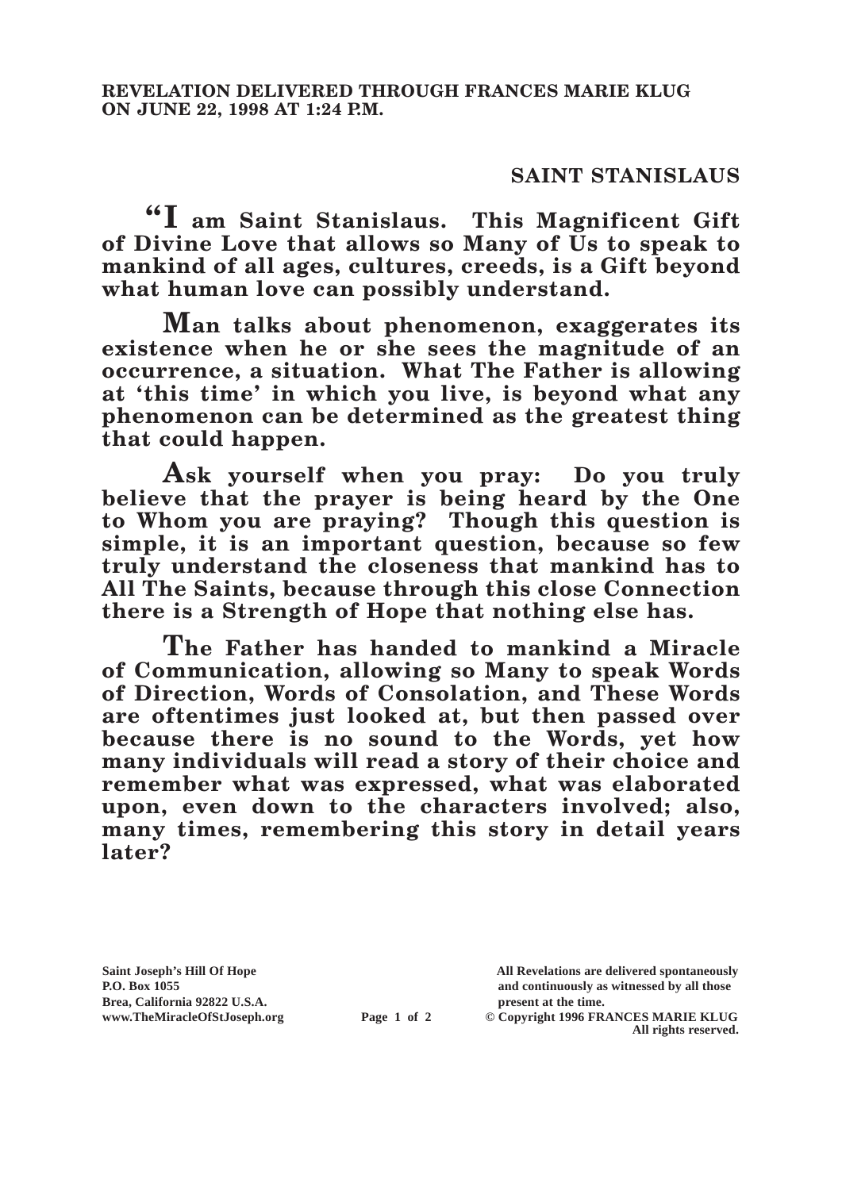**REVELATION DELIVERED THROUGH FRANCES MARIE KLUG ON JUNE 22, 1998 AT 1:24 P.M.**

## SAINT STANISLAUS

**"I am Saint Stanislaus. This Magnificent Gift of Divine Love that allows so Many of Us to speak to mankind of all ages, cultures, creeds, is a Gift beyond what human love can possibly understand.**

**Man talks about phenomenon, exaggerates its existence when he or she sees the magnitude of an occurrence, a situation. What The Father is allowing at 'this time' in which you live, is beyond what any phenomenon can be determined as the greatest thing that could happen.**

**Ask yourself when you pray: Do you truly believe that the prayer is being heard by the One to Whom you are praying? Though this question is simple, it is an important question, because so few truly understand the closeness that mankind has to All The Saints, because through this close Connection there is a Strength of Hope that nothing else has.**

**The Father has handed to mankind a Miracle of Communication, allowing so Many to speak Words of Direction, Words of Consolation, and These Words are oftentimes just looked at, but then passed over because there is no sound to the Words, yet how many individuals will read a story of their choice and remember what was expressed, what was elaborated upon, even down to the characters involved; also, many times, remembering this story in detail years later?**

**Saint Joseph's Hill Of Hope**
**P.O. Box 1055**
**Brea, California 92822 U.S.A.**
**www.TheMiracleOfStJoseph.org**

**All Revelations are delivered spontaneously and continuously as witnessed by all those present at the time.**
**© Copyright 1996 FRANCES MARIE KLUG**
**All rights reserved.**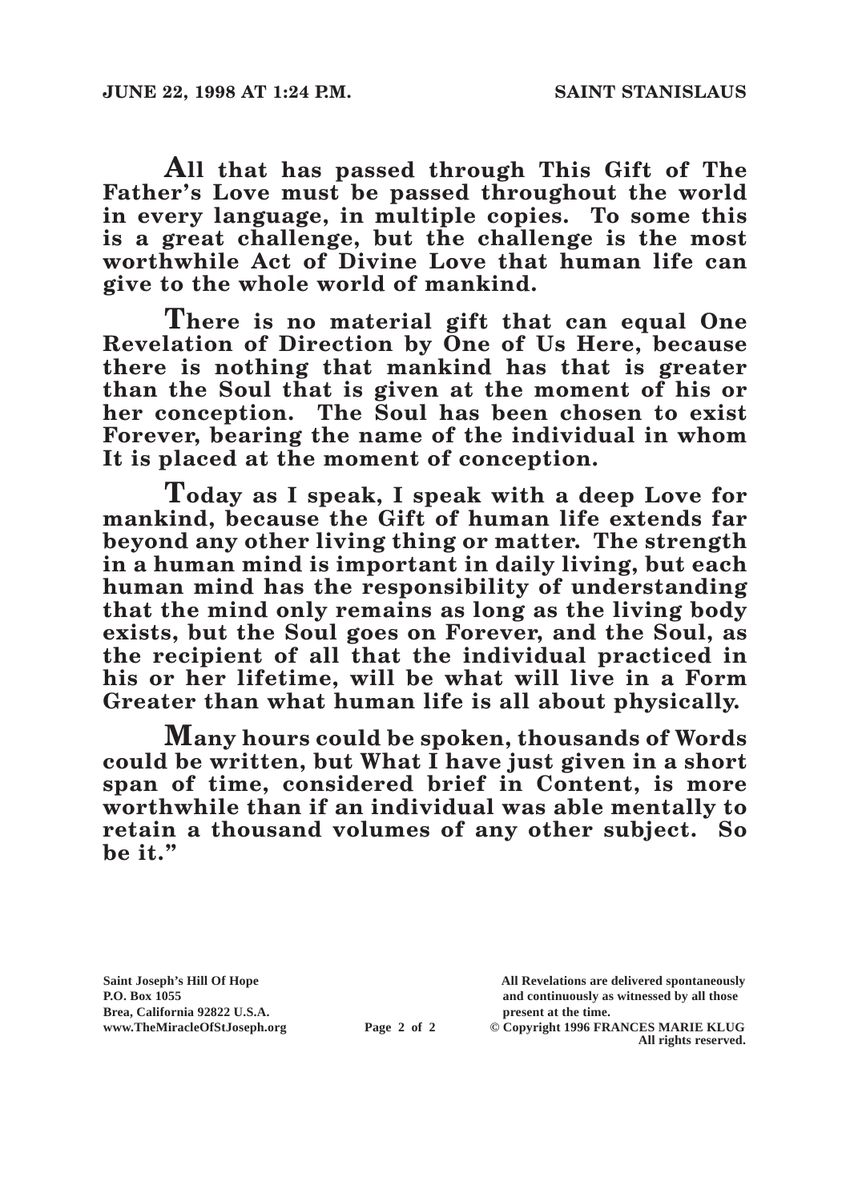**All that has passed through This Gift of The Father's Love must be passed throughout the world in every language, in multiple copies. To some this is a great challenge, but the challenge is the most worthwhile Act of Divine Love that human life can give to the whole world of mankind.**

**There is no material gift that can equal One Revelation of Direction by One of Us Here, because there is nothing that mankind has that is greater than the Soul that is given at the moment of his or her conception. The Soul has been chosen to exist Forever, bearing the name of the individual in whom It is placed at the moment of conception.**

**Today as I speak, I speak with a deep Love for mankind, because the Gift of human life extends far beyond any other living thing or matter. The strength in a human mind is important in daily living, but each human mind has the responsibility of understanding that the mind only remains as long as the living body exists, but the Soul goes on Forever, and the Soul, as the recipient of all that the individual practiced in his or her lifetime, will be what will live in a Form Greater than what human life is all about physically.**

**Many hours could be spoken, thousands of Words could be written, but What I have just given in a short span of time, considered brief in Content, is more worthwhile than if an individual was able mentally to retain a thousand volumes of any other subject. So be it."**

**Saint Joseph's Hill Of Hope**
**P.O. Box 1055**
**Brea, California 92822 U.S.A.**
**www.TheMiracleOfStJoseph.org**

**All Revelations are delivered spontaneously and continuously as witnessed by all those present at the time.**
**© Copyright 1996 FRANCES MARIE KLUG**
**All rights reserved.**